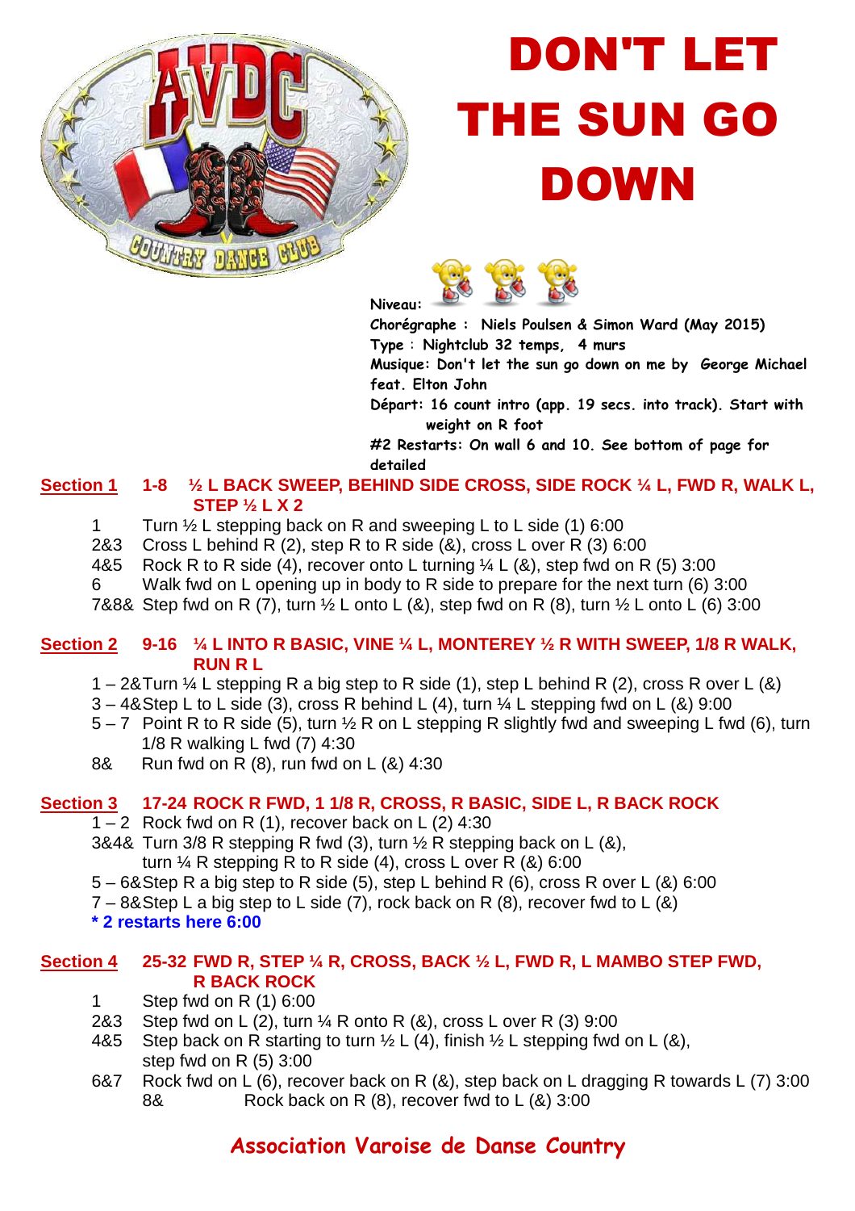# DON'T LET THE SUN GO DOWN

**Niveau:**

**Chorégraphe :** Niels Poulsen & Simon Ward (May 2015)

**Type :** Nightclub 32 temps, 4 murs

**Musique:** Don't let the sun go down on me by George Michael feat. Elton John

**Départ:** 16 count intro (app. 19 secs. into track). Start with weight on R foot

**#2 Restarts:** On wall 6 and 10. See bottom of page for detailed

**Section 1** 1-8 ½ L BACK SWEEP, BEHIND SIDE CROSS, SIDE ROCK ¼ L, FWD R, WALK L, STEP ½ L X 2

- 1 Turn ½ L stepping back on R and sweeping L to L side (1) 6:00
- 2&3 Cross L behind R (2), step R to R side (&), cross L over R (3) 6:00
- 4&5 Rock R to R side (4), recover onto L turning ¼ L (&), step fwd on R (5) 3:00
- 6 Walk fwd on L opening up in body to R side to prepare for the next turn (6) 3:00
- 7&8& Step fwd on R (7), turn ½ L onto L (&), step fwd on R (8), turn ½ L onto L (6) 3:00

**Section 2** 9-16 ¼ L INTO R BASIC, VINE ¼ L, MONTEREY ½ R WITH SWEEP, 1/8 R WALK, RUN R L

- 1 – 2& Turn ¼ L stepping R a big step to R side (1), step L behind R (2), cross R over L (&)
- 3 – 4& Step L to L side (3), cross R behind L (4), turn ¼ L stepping fwd on L (&) 9:00
- 5 – 7 Point R to R side (5), turn ½ R on L stepping R slightly fwd and sweeping L fwd (6), turn 1/8 R walking L fwd (7) 4:30
- 8& Run fwd on R (8), run fwd on L (&) 4:30

**Section 3** 17-24 ROCK R FWD, 1 1/8 R, CROSS, R BASIC, SIDE L, R BACK ROCK

- 1 – 2 Rock fwd on R (1), recover back on L (2) 4:30
- 3&4& Turn 3/8 R stepping R fwd (3), turn ½ R stepping back on L (&), turn ¼ R stepping R to R side (4), cross L over R (&) 6:00
- 5 – 6& Step R a big step to R side (5), step L behind R (6), cross R over L (&) 6:00
- 7 – 8& Step L a big step to L side (7), rock back on R (8), recover fwd to L (&)

**\* 2 restarts here 6:00**

**Section 4** 25-32 FWD R, STEP ¼ R, CROSS, BACK ½ L, FWD R, L MAMBO STEP FWD, R BACK ROCK

- 1 Step fwd on R (1) 6:00
- 2&3 Step fwd on L (2), turn ¼ R onto R (&), cross L over R (3) 9:00
- 4&5 Step back on R starting to turn ½ L (4), finish ½ L stepping fwd on L (&), step fwd on R (5) 3:00
- 6&7 Rock fwd on L (6), recover back on R (&), step back on L dragging R towards L (7) 3:00
- 8& Rock back on R (8), recover fwd to L (&) 3:00

**Association Varoise de Danse Country**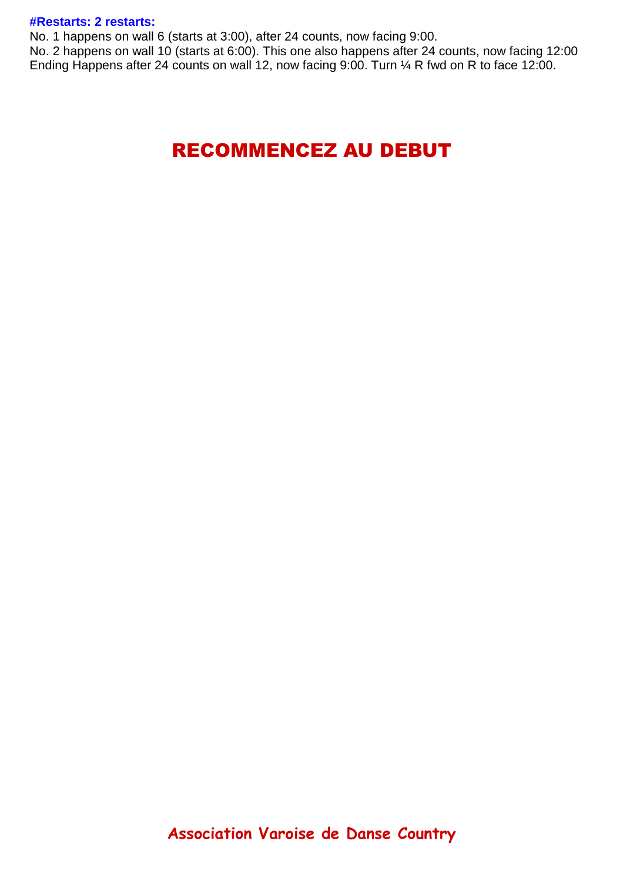**#Restarts: 2 restarts:**

No. 1 happens on wall 6 (starts at 3:00), after 24 counts, now facing 9:00.
No. 2 happens on wall 10 (starts at 6:00). This one also happens after 24 counts, now facing 12:00
Ending Happens after 24 counts on wall 12, now facing 9:00. Turn ¼ R fwd on R to face 12:00.

## RECOMMENCEZ AU DEBUT

**Association Varoise de Danse Country**